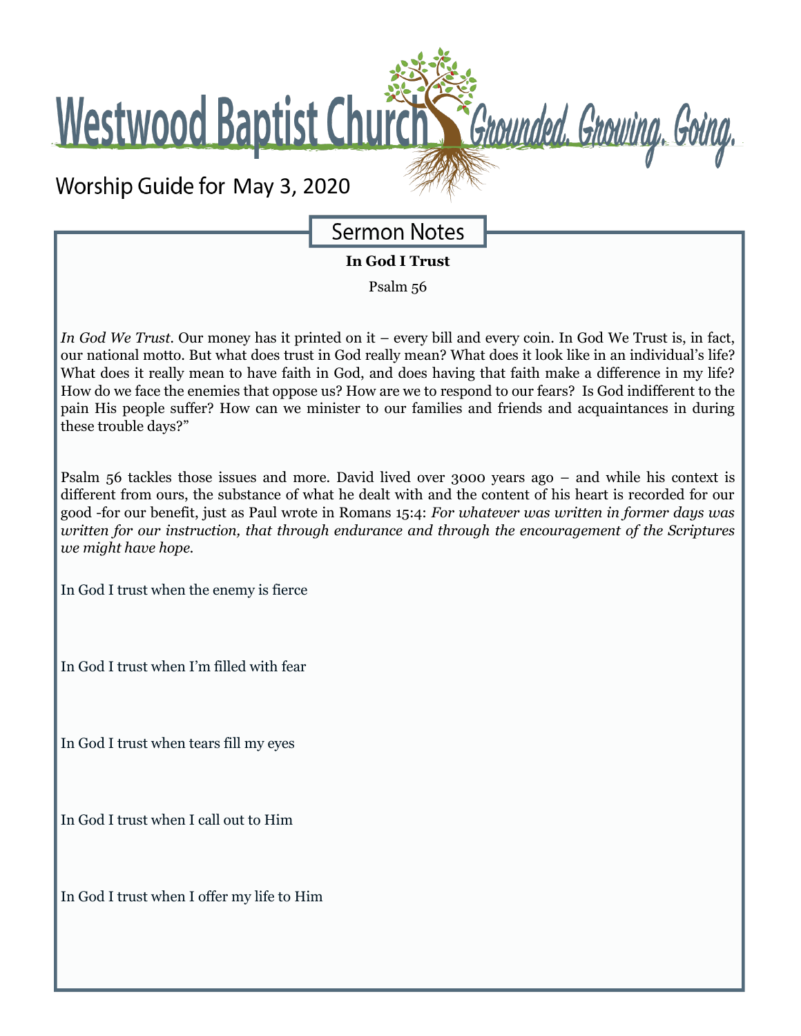# Westwood Baptist Church

*Grounded. Growing. Going.*

Worship Guide for May 3, 2020

## Sermon Notes

**In God I Trust**

Psalm 56

*In God We Trust*. Our money has it printed on it – every bill and every coin. In God We Trust is, in fact, our national motto. But what does trust in God really mean? What does it look like in an individual's life? What does it really mean to have faith in God, and does having that faith make a difference in my life? How do we face the enemies that oppose us? How are we to respond to our fears? Is God indifferent to the pain His people suffer? How can we minister to our families and friends and acquaintances in during these trouble days?"

Psalm 56 tackles those issues and more. David lived over 3000 years ago – and while his context is different from ours, the substance of what he dealt with and the content of his heart is recorded for our good -for our benefit, just as Paul wrote in Romans 15:4: *For whatever was written in former days was written for our instruction, that through endurance and through the encouragement of the Scriptures we might have hope.*

In God I trust when the enemy is fierce

In God I trust when I'm filled with fear

In God I trust when tears fill my eyes

In God I trust when I call out to Him

In God I trust when I offer my life to Him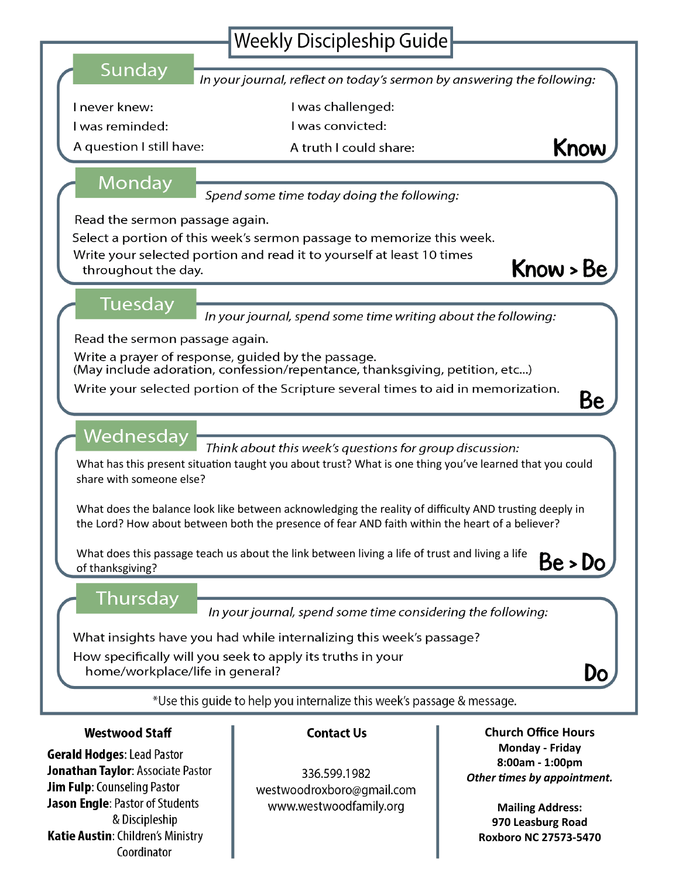# Weekly Discipleship Guide

## Sunday

*In your journal, reflect on today's sermon by answering the following:*

I never knew:

I was reminded:

A question I still have:

I was challenged:

I was convicted:

A truth I could share:

**Know**

## Monday

*Spend some time today doing the following:*

Read the sermon passage again.

Select a portion of this week's sermon passage to memorize this week.

Write your selected portion and read it to yourself at least 10 times throughout the day.

**Know > Be**

## Tuesday

*In your journal, spend some time writing about the following:*

Read the sermon passage again.

Write a prayer of response, guided by the passage.
(May include adoration, confession/repentance, thanksgiving, petition, etc...)

Write your selected portion of the Scripture several times to aid in memorization.

**Be**

## Wednesday

*Think about this week's questions for group discussion:*

What has this present situation taught you about trust? What is one thing you've learned that you could share with someone else?

What does the balance look like between acknowledging the reality of difficulty AND trusting deeply in the Lord? How about between both the presence of fear AND faith within the heart of a believer?

What does this passage teach us about the link between living a life of trust and living a life of thanksgiving?

**Be > Do**

## Thursday

*In your journal, spend some time considering the following:*

What insights have you had while internalizing this week's passage?

How specifically will you seek to apply its truths in your home/workplace/life in general?

**Do**

*Use this guide to help you internalize this week's passage & message.

**Westwood Staff**

**Gerald Hodges**: Lead Pastor
**Jonathan Taylor**: Associate Pastor
**Jim Fulp**: Counseling Pastor
**Jason Engle**: Pastor of Students & Discipleship
**Katie Austin**: Children's Ministry Coordinator

**Contact Us**

336.599.1982
westwoodroxboro@gmail.com
www.westwoodfamily.org

**Church Office Hours**
**Monday - Friday**
**8:00am - 1:00pm**
***Other times by appointment.***

**Mailing Address:**
**970 Leasburg Road**
**Roxboro NC 27573-5470**